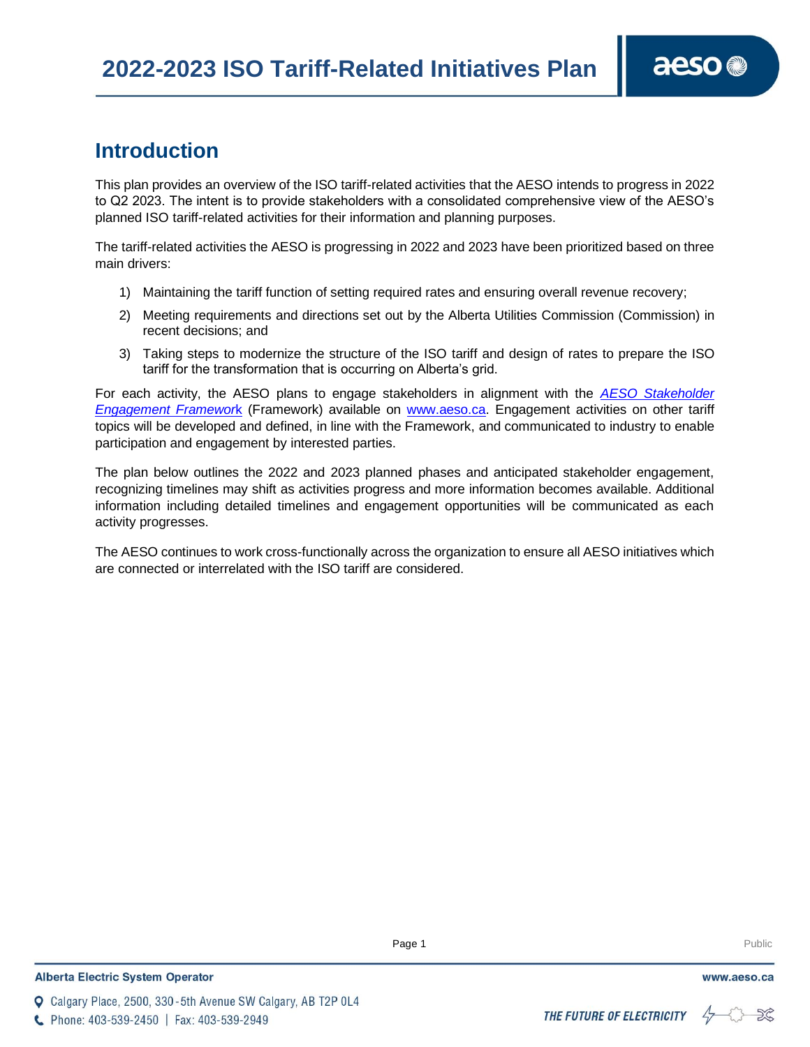# 2022-2023 ISO Tariff-Related Initiatives Plan

## Introduction

This plan provides an overview of the ISO tariff-related activities that the AESO intends to progress in 2022 to Q2 2023. The intent is to provide stakeholders with a consolidated comprehensive view of the AESO's planned ISO tariff-related activities for their information and planning purposes.

The tariff-related activities the AESO is progressing in 2022 and 2023 have been prioritized based on three main drivers:

1) Maintaining the tariff function of setting required rates and ensuring overall revenue recovery;
2) Meeting requirements and directions set out by the Alberta Utilities Commission (Commission) in recent decisions; and
3) Taking steps to modernize the structure of the ISO tariff and design of rates to prepare the ISO tariff for the transformation that is occurring on Alberta's grid.

For each activity, the AESO plans to engage stakeholders in alignment with the *AESO Stakeholder Engagement Framework* (Framework) available on www.aeso.ca. Engagement activities on other tariff topics will be developed and defined, in line with the Framework, and communicated to industry to enable participation and engagement by interested parties.

The plan below outlines the 2022 and 2023 planned phases and anticipated stakeholder engagement, recognizing timelines may shift as activities progress and more information becomes available. Additional information including detailed timelines and engagement opportunities will be communicated as each activity progresses.

The AESO continues to work cross-functionally across the organization to ensure all AESO initiatives which are connected or interrelated with the ISO tariff are considered.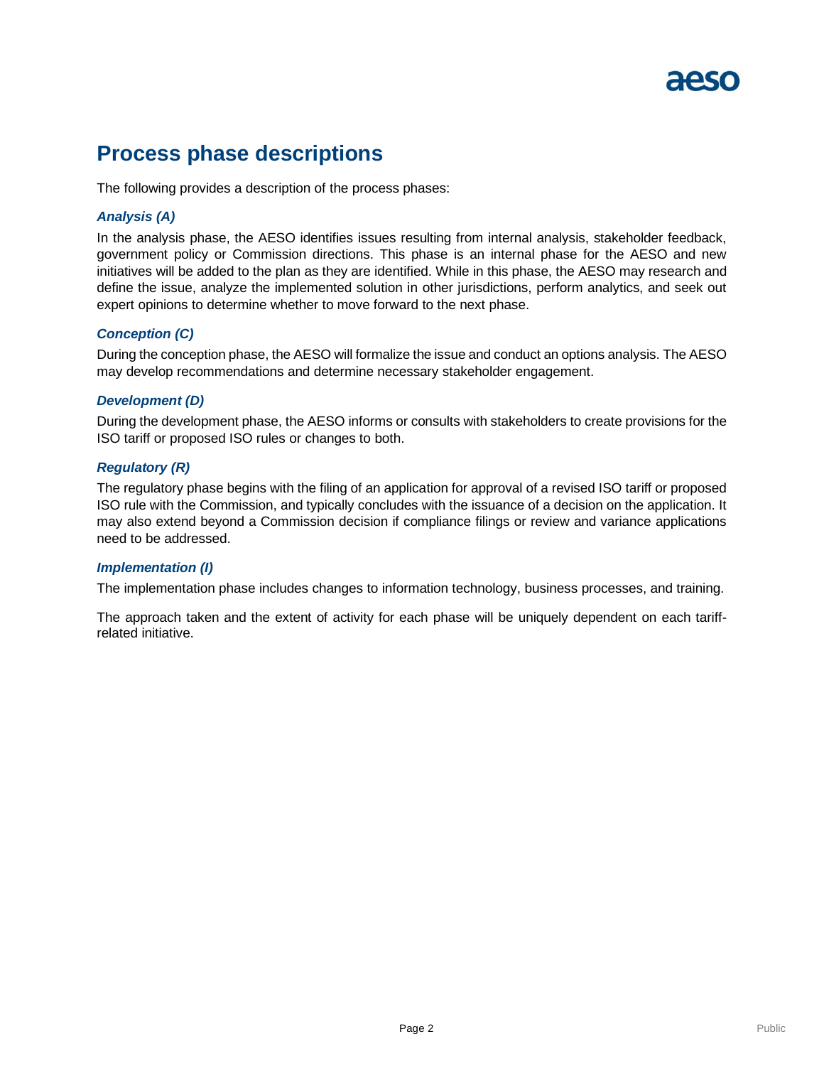# Process phase descriptions

The following provides a description of the process phases:

### *Analysis (A)*

In the analysis phase, the AESO identifies issues resulting from internal analysis, stakeholder feedback, government policy or Commission directions. This phase is an internal phase for the AESO and new initiatives will be added to the plan as they are identified. While in this phase, the AESO may research and define the issue, analyze the implemented solution in other jurisdictions, perform analytics, and seek out expert opinions to determine whether to move forward to the next phase.

### *Conception (C)*

During the conception phase, the AESO will formalize the issue and conduct an options analysis. The AESO may develop recommendations and determine necessary stakeholder engagement.

### *Development (D)*

During the development phase, the AESO informs or consults with stakeholders to create provisions for the ISO tariff or proposed ISO rules or changes to both.

### *Regulatory (R)*

The regulatory phase begins with the filing of an application for approval of a revised ISO tariff or proposed ISO rule with the Commission, and typically concludes with the issuance of a decision on the application. It may also extend beyond a Commission decision if compliance filings or review and variance applications need to be addressed.

### *Implementation (I)*

The implementation phase includes changes to information technology, business processes, and training.

The approach taken and the extent of activity for each phase will be uniquely dependent on each tariff-related initiative.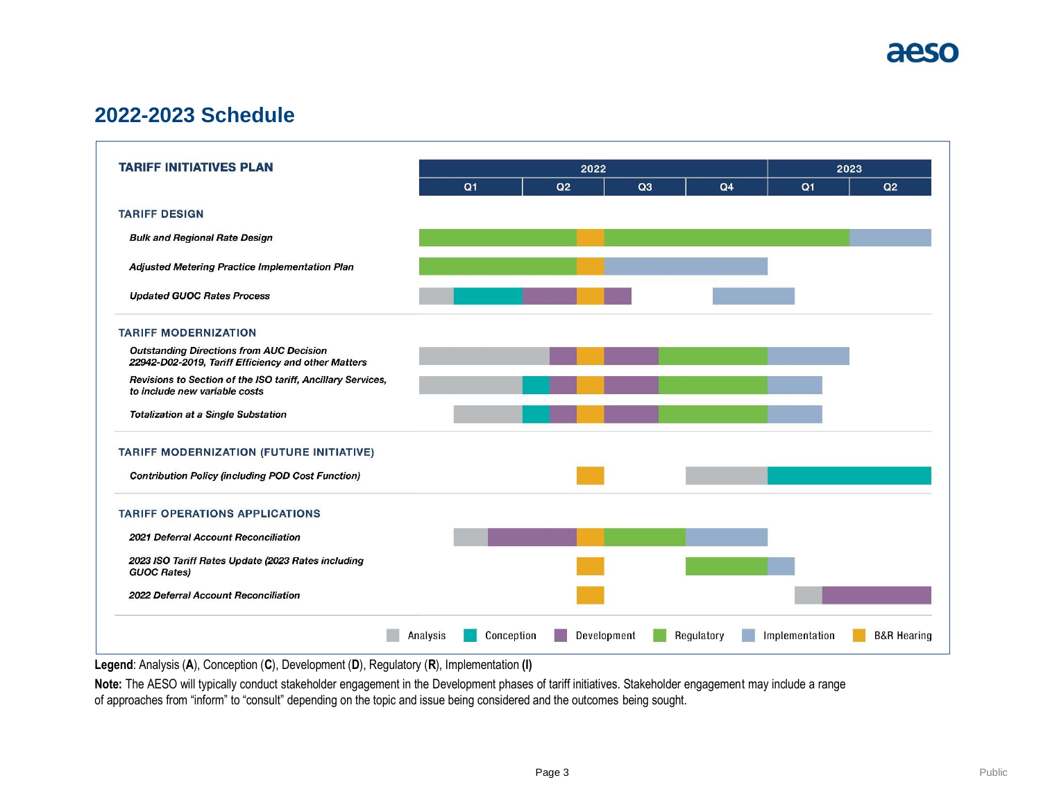## 2022-2023 Schedule

**TARIFF INITIATIVES PLAN**

| | 2022 Q1 | 2022 Q2 | 2022 Q3 | 2022 Q4 | 2023 Q1 | 2023 Q2 |
|---|---|---|---|---|---|---|
| **TARIFF DESIGN** | | | | | | |
| *Bulk and Regional Rate Design* | Regulatory | Regulatory, B&R Hearing | Regulatory | Regulatory | Regulatory | Implementation |
| *Adjusted Metering Practice Implementation Plan* | Regulatory | Regulatory, B&R Hearing | Implementation | Implementation | | |
| *Updated GUOC Rates Process* | Analysis, Conception | Development, B&R Hearing | Development | Implementation | Implementation | |
| **TARIFF MODERNIZATION** | | | | | | |
| *Outstanding Directions from AUC Decision 22942-D02-2019, Tariff Efficiency and other Matters* | Analysis | Analysis, Development, B&R Hearing | Development, Regulatory | Regulatory | Implementation | |
| *Revisions to Section of the ISO tariff, Ancillary Services, to include new variable costs* | Analysis | Conception, Development, B&R Hearing | Development, Regulatory | Regulatory | Implementation | |
| *Totalization at a Single Substation* | Analysis | Conception, Development, B&R Hearing | Development, Regulatory | Regulatory | Implementation | |
| **TARIFF MODERNIZATION (FUTURE INITIATIVE)** | | | | | | |
| *Contribution Policy (including POD Cost Function)* | | B&R Hearing | | Analysis | Conception | Conception |
| **TARIFF OPERATIONS APPLICATIONS** | | | | | | |
| *2021 Deferral Account Reconciliation* | Analysis, Development | Development, B&R Hearing, Regulatory | Regulatory | Implementation | | |
| *2023 ISO Tariff Rates Update (2023 Rates including GUOC Rates)* | | B&R Hearing | | Regulatory | Implementation | |
| *2022 Deferral Account Reconciliation* | | B&R Hearing | | | Analysis, Development | Development |

Analysis | Conception | Development | Regulatory | Implementation | B&R Hearing

**Legend**: Analysis (**A**), Conception (**C**), Development (**D**), Regulatory (**R**), Implementation **(I)**

**Note:** The AESO will typically conduct stakeholder engagement in the Development phases of tariff initiatives. Stakeholder engagement may include a range of approaches from "inform" to "consult" depending on the topic and issue being considered and the outcomes being sought.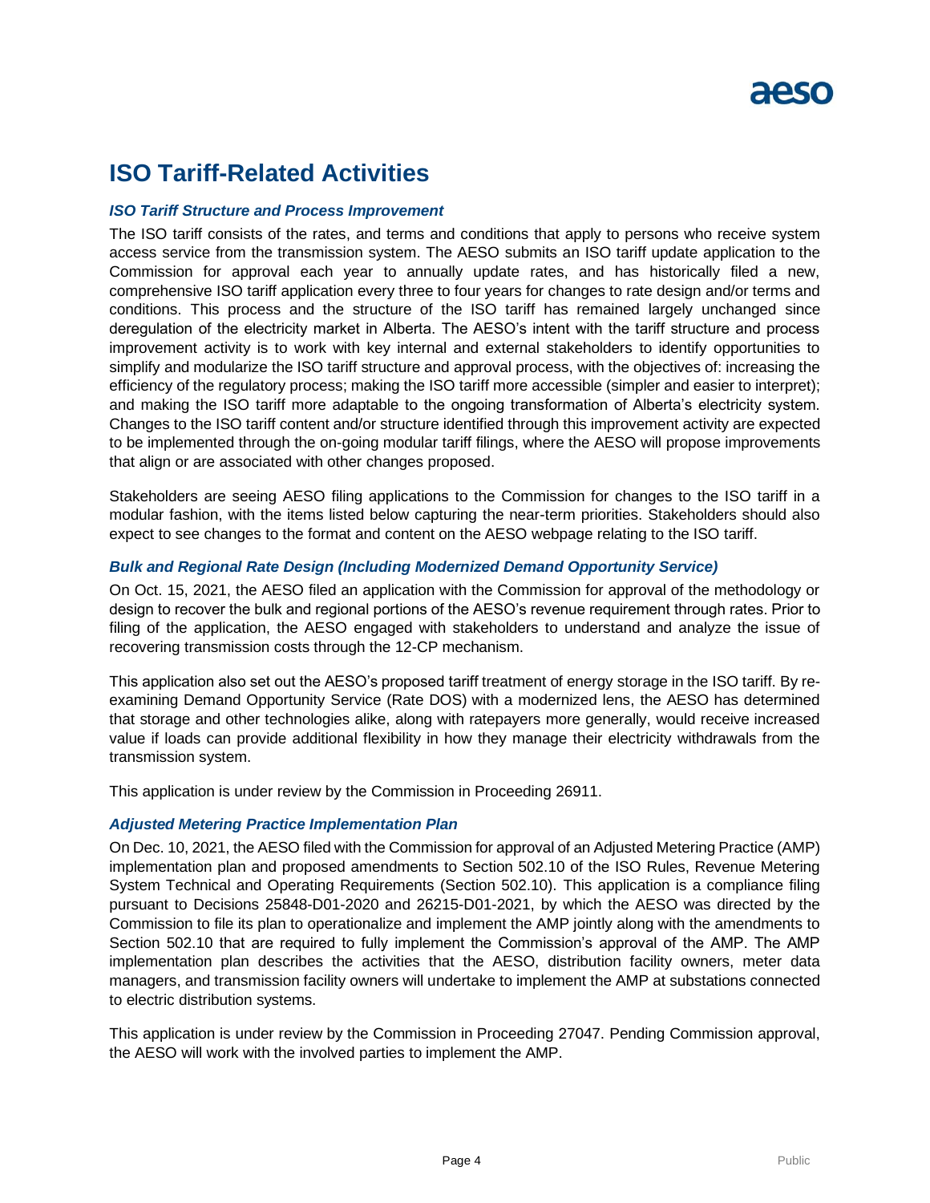# ISO Tariff-Related Activities

### *ISO Tariff Structure and Process Improvement*

The ISO tariff consists of the rates, and terms and conditions that apply to persons who receive system access service from the transmission system. The AESO submits an ISO tariff update application to the Commission for approval each year to annually update rates, and has historically filed a new, comprehensive ISO tariff application every three to four years for changes to rate design and/or terms and conditions. This process and the structure of the ISO tariff has remained largely unchanged since deregulation of the electricity market in Alberta. The AESO's intent with the tariff structure and process improvement activity is to work with key internal and external stakeholders to identify opportunities to simplify and modularize the ISO tariff structure and approval process, with the objectives of: increasing the efficiency of the regulatory process; making the ISO tariff more accessible (simpler and easier to interpret); and making the ISO tariff more adaptable to the ongoing transformation of Alberta's electricity system. Changes to the ISO tariff content and/or structure identified through this improvement activity are expected to be implemented through the on-going modular tariff filings, where the AESO will propose improvements that align or are associated with other changes proposed.

Stakeholders are seeing AESO filing applications to the Commission for changes to the ISO tariff in a modular fashion, with the items listed below capturing the near-term priorities. Stakeholders should also expect to see changes to the format and content on the AESO webpage relating to the ISO tariff.

### *Bulk and Regional Rate Design (Including Modernized Demand Opportunity Service)*

On Oct. 15, 2021, the AESO filed an application with the Commission for approval of the methodology or design to recover the bulk and regional portions of the AESO's revenue requirement through rates. Prior to filing of the application, the AESO engaged with stakeholders to understand and analyze the issue of recovering transmission costs through the 12-CP mechanism.

This application also set out the AESO's proposed tariff treatment of energy storage in the ISO tariff. By re-examining Demand Opportunity Service (Rate DOS) with a modernized lens, the AESO has determined that storage and other technologies alike, along with ratepayers more generally, would receive increased value if loads can provide additional flexibility in how they manage their electricity withdrawals from the transmission system.

This application is under review by the Commission in Proceeding 26911.

### *Adjusted Metering Practice Implementation Plan*

On Dec. 10, 2021, the AESO filed with the Commission for approval of an Adjusted Metering Practice (AMP) implementation plan and proposed amendments to Section 502.10 of the ISO Rules, Revenue Metering System Technical and Operating Requirements (Section 502.10). This application is a compliance filing pursuant to Decisions 25848-D01-2020 and 26215-D01-2021, by which the AESO was directed by the Commission to file its plan to operationalize and implement the AMP jointly along with the amendments to Section 502.10 that are required to fully implement the Commission's approval of the AMP. The AMP implementation plan describes the activities that the AESO, distribution facility owners, meter data managers, and transmission facility owners will undertake to implement the AMP at substations connected to electric distribution systems.

This application is under review by the Commission in Proceeding 27047. Pending Commission approval, the AESO will work with the involved parties to implement the AMP.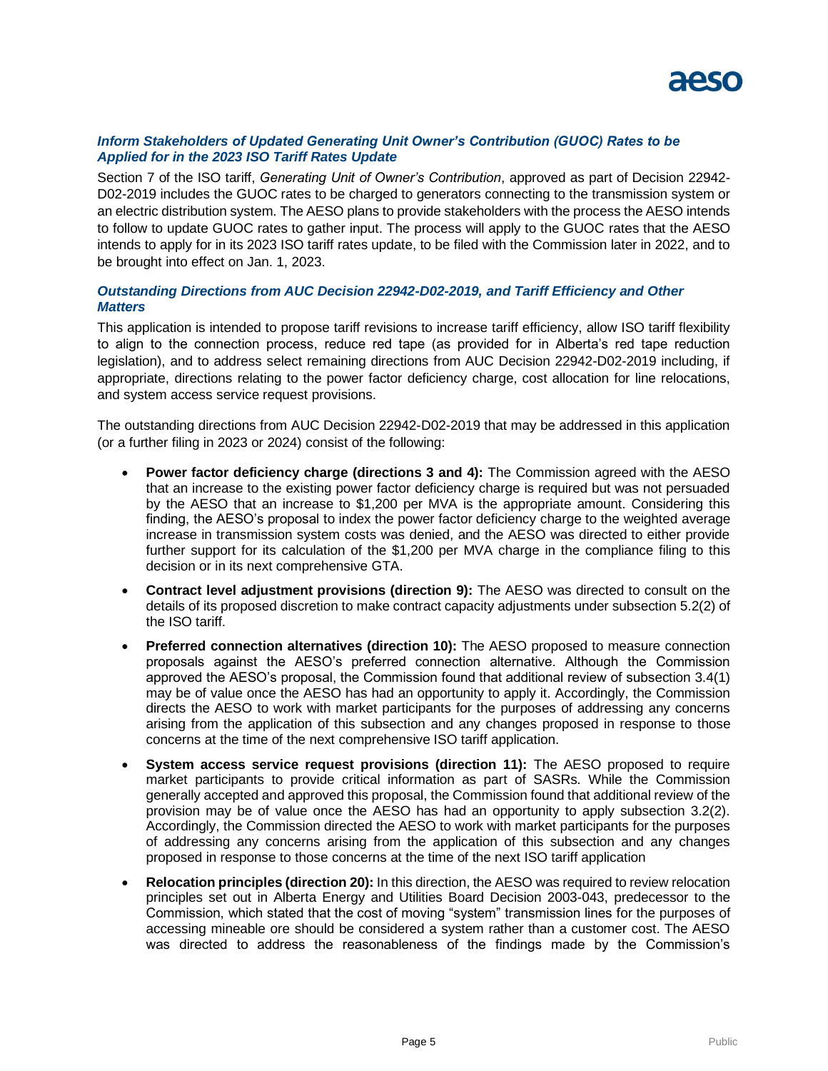### *Inform Stakeholders of Updated Generating Unit Owner's Contribution (GUOC) Rates to be Applied for in the 2023 ISO Tariff Rates Update*

Section 7 of the ISO tariff, *Generating Unit of Owner's Contribution*, approved as part of Decision 22942-D02-2019 includes the GUOC rates to be charged to generators connecting to the transmission system or an electric distribution system. The AESO plans to provide stakeholders with the process the AESO intends to follow to update GUOC rates to gather input. The process will apply to the GUOC rates that the AESO intends to apply for in its 2023 ISO tariff rates update, to be filed with the Commission later in 2022, and to be brought into effect on Jan. 1, 2023.

### *Outstanding Directions from AUC Decision 22942-D02-2019, and Tariff Efficiency and Other Matters*

This application is intended to propose tariff revisions to increase tariff efficiency, allow ISO tariff flexibility to align to the connection process, reduce red tape (as provided for in Alberta's red tape reduction legislation), and to address select remaining directions from AUC Decision 22942-D02-2019 including, if appropriate, directions relating to the power factor deficiency charge, cost allocation for line relocations, and system access service request provisions.

The outstanding directions from AUC Decision 22942-D02-2019 that may be addressed in this application (or a further filing in 2023 or 2024) consist of the following:

- **Power factor deficiency charge (directions 3 and 4):** The Commission agreed with the AESO that an increase to the existing power factor deficiency charge is required but was not persuaded by the AESO that an increase to $1,200 per MVA is the appropriate amount. Considering this finding, the AESO's proposal to index the power factor deficiency charge to the weighted average increase in transmission system costs was denied, and the AESO was directed to either provide further support for its calculation of the $1,200 per MVA charge in the compliance filing to this decision or in its next comprehensive GTA.
- **Contract level adjustment provisions (direction 9):** The AESO was directed to consult on the details of its proposed discretion to make contract capacity adjustments under subsection 5.2(2) of the ISO tariff.
- **Preferred connection alternatives (direction 10):** The AESO proposed to measure connection proposals against the AESO's preferred connection alternative. Although the Commission approved the AESO's proposal, the Commission found that additional review of subsection 3.4(1) may be of value once the AESO has had an opportunity to apply it. Accordingly, the Commission directs the AESO to work with market participants for the purposes of addressing any concerns arising from the application of this subsection and any changes proposed in response to those concerns at the time of the next comprehensive ISO tariff application.
- **System access service request provisions (direction 11):** The AESO proposed to require market participants to provide critical information as part of SASRs. While the Commission generally accepted and approved this proposal, the Commission found that additional review of the provision may be of value once the AESO has had an opportunity to apply subsection 3.2(2). Accordingly, the Commission directed the AESO to work with market participants for the purposes of addressing any concerns arising from the application of this subsection and any changes proposed in response to those concerns at the time of the next ISO tariff application
- **Relocation principles (direction 20):** In this direction, the AESO was required to review relocation principles set out in Alberta Energy and Utilities Board Decision 2003-043, predecessor to the Commission, which stated that the cost of moving "system" transmission lines for the purposes of accessing mineable ore should be considered a system rather than a customer cost. The AESO was directed to address the reasonableness of the findings made by the Commission's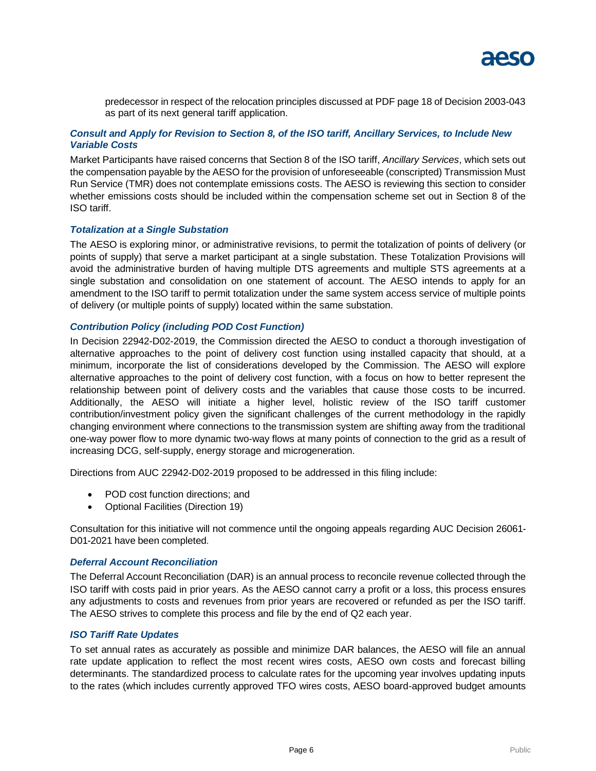predecessor in respect of the relocation principles discussed at PDF page 18 of Decision 2003-043 as part of its next general tariff application.

### *Consult and Apply for Revision to Section 8, of the ISO tariff, Ancillary Services, to Include New Variable Costs*

Market Participants have raised concerns that Section 8 of the ISO tariff, *Ancillary Services*, which sets out the compensation payable by the AESO for the provision of unforeseeable (conscripted) Transmission Must Run Service (TMR) does not contemplate emissions costs. The AESO is reviewing this section to consider whether emissions costs should be included within the compensation scheme set out in Section 8 of the ISO tariff.

### *Totalization at a Single Substation*

The AESO is exploring minor, or administrative revisions, to permit the totalization of points of delivery (or points of supply) that serve a market participant at a single substation. These Totalization Provisions will avoid the administrative burden of having multiple DTS agreements and multiple STS agreements at a single substation and consolidation on one statement of account. The AESO intends to apply for an amendment to the ISO tariff to permit totalization under the same system access service of multiple points of delivery (or multiple points of supply) located within the same substation.

### *Contribution Policy (including POD Cost Function)*

In Decision 22942-D02-2019, the Commission directed the AESO to conduct a thorough investigation of alternative approaches to the point of delivery cost function using installed capacity that should, at a minimum, incorporate the list of considerations developed by the Commission. The AESO will explore alternative approaches to the point of delivery cost function, with a focus on how to better represent the relationship between point of delivery costs and the variables that cause those costs to be incurred. Additionally, the AESO will initiate a higher level, holistic review of the ISO tariff customer contribution/investment policy given the significant challenges of the current methodology in the rapidly changing environment where connections to the transmission system are shifting away from the traditional one-way power flow to more dynamic two-way flows at many points of connection to the grid as a result of increasing DCG, self-supply, energy storage and microgeneration.

Directions from AUC 22942-D02-2019 proposed to be addressed in this filing include:

- POD cost function directions; and
- Optional Facilities (Direction 19)

Consultation for this initiative will not commence until the ongoing appeals regarding AUC Decision 26061-D01-2021 have been completed.

### *Deferral Account Reconciliation*

The Deferral Account Reconciliation (DAR) is an annual process to reconcile revenue collected through the ISO tariff with costs paid in prior years. As the AESO cannot carry a profit or a loss, this process ensures any adjustments to costs and revenues from prior years are recovered or refunded as per the ISO tariff. The AESO strives to complete this process and file by the end of Q2 each year.

### *ISO Tariff Rate Updates*

To set annual rates as accurately as possible and minimize DAR balances, the AESO will file an annual rate update application to reflect the most recent wires costs, AESO own costs and forecast billing determinants. The standardized process to calculate rates for the upcoming year involves updating inputs to the rates (which includes currently approved TFO wires costs, AESO board-approved budget amounts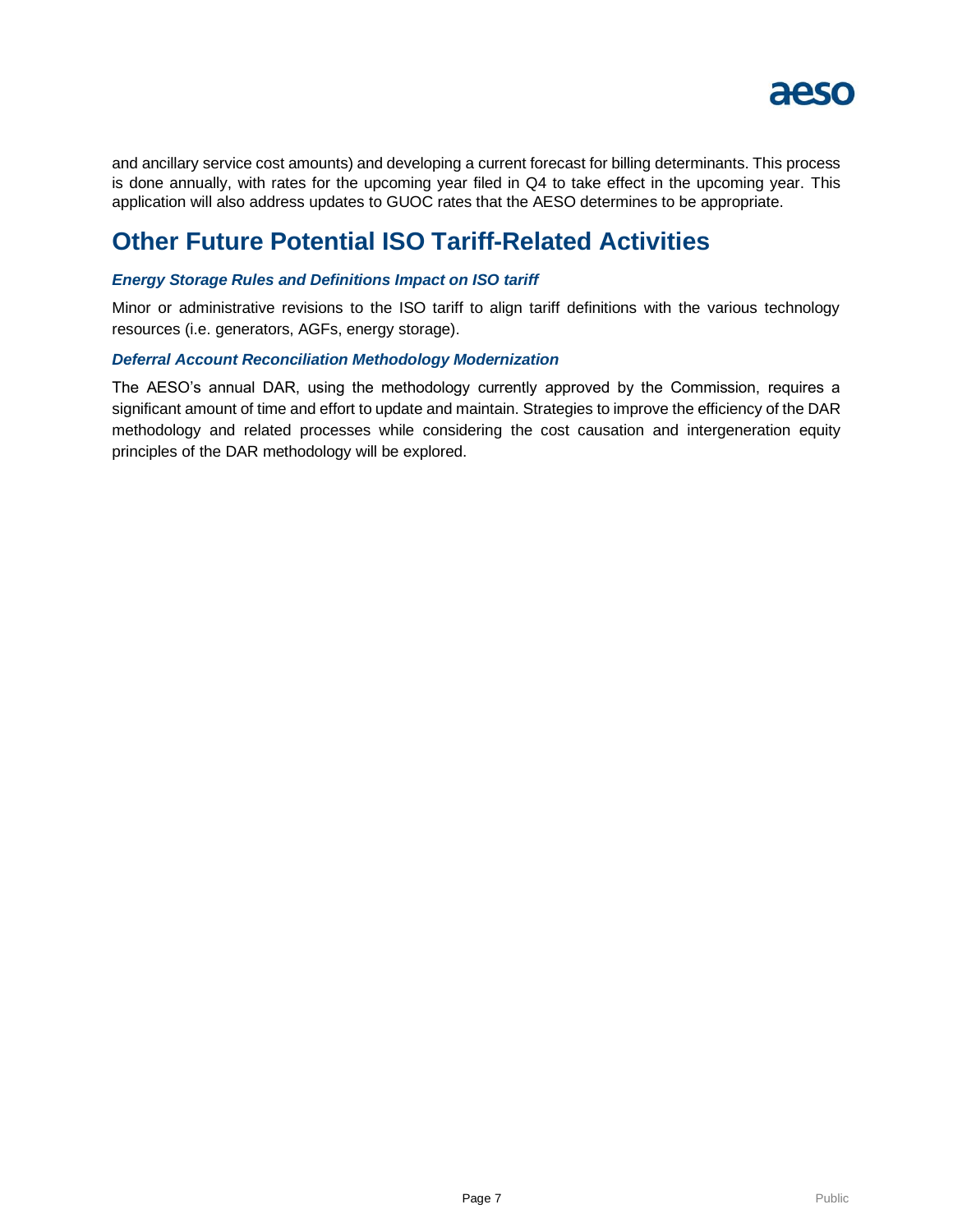and ancillary service cost amounts) and developing a current forecast for billing determinants. This process is done annually, with rates for the upcoming year filed in Q4 to take effect in the upcoming year. This application will also address updates to GUOC rates that the AESO determines to be appropriate.

# Other Future Potential ISO Tariff-Related Activities

### *Energy Storage Rules and Definitions Impact on ISO tariff*

Minor or administrative revisions to the ISO tariff to align tariff definitions with the various technology resources (i.e. generators, AGFs, energy storage).

### *Deferral Account Reconciliation Methodology Modernization*

The AESO's annual DAR, using the methodology currently approved by the Commission, requires a significant amount of time and effort to update and maintain. Strategies to improve the efficiency of the DAR methodology and related processes while considering the cost causation and intergeneration equity principles of the DAR methodology will be explored.